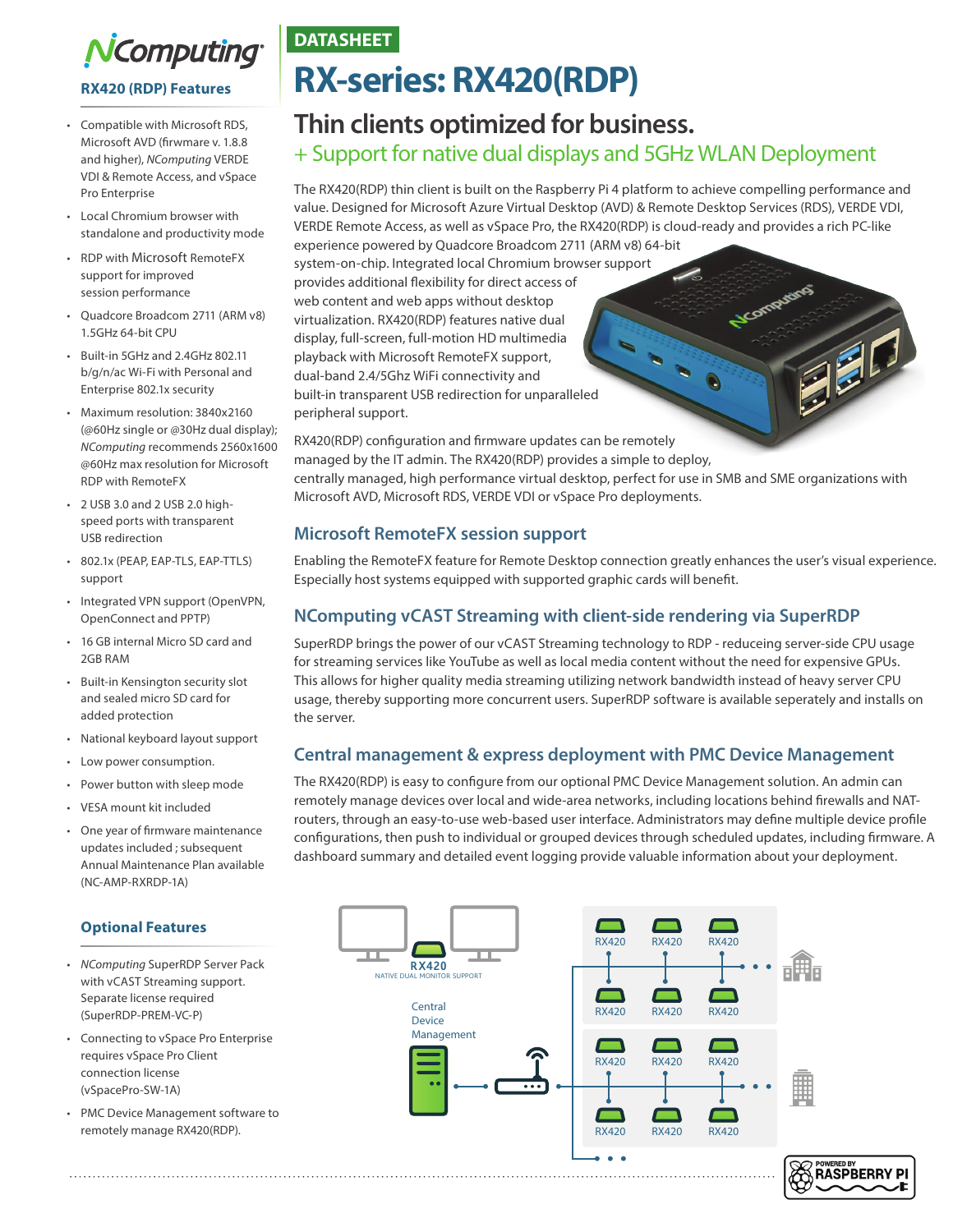NComputing

DATASHEET

# RX-series: RX420(RDP)

## Thin clients optimized for business.

+ Support for native dual displays and 5GHz WLAN Deployment

The RX420(RDP) thin client is built on the Raspberry Pi 4 platform to achieve compelling performance and value. Designed for Microsoft Azure Virtual Desktop (AVD) & Remote Desktop Services (RDS), VERDE VDI, VERDE Remote Access, as well as vSpace Pro, the RX420(RDP) is cloud-ready and provides a rich PC-like experience powered by Quadcore Broadcom 2711 (ARM v8) 64-bit system-on-chip. Integrated local Chromium browser support provides additional flexibility for direct access of web content and web apps without desktop virtualization. RX420(RDP) features native dual display, full-screen, full-motion HD multimedia playback with Microsoft RemoteFX support, dual-band 2.4/5Ghz WiFi connectivity and built-in transparent USB redirection for unparalleled peripheral support.

RX420(RDP) configuration and firmware updates can be remotely managed by the IT admin. The RX420(RDP) provides a simple to deploy, centrally managed, high performance virtual desktop, perfect for use in SMB and SME organizations with Microsoft AVD, Microsoft RDS, VERDE VDI or vSpace Pro deployments.

### Microsoft RemoteFX session support

Enabling the RemoteFX feature for Remote Desktop connection greatly enhances the user's visual experience. Especially host systems equipped with supported graphic cards will benefit.

### NComputing vCAST Streaming with client-side rendering via SuperRDP

SuperRDP brings the power of our vCAST Streaming technology to RDP - reduceing server-side CPU usage for streaming services like YouTube as well as local media content without the need for expensive GPUs. This allows for higher quality media streaming utilizing network bandwidth instead of heavy server CPU usage, thereby supporting more concurrent users. SuperRDP software is available seperately and installs on the server.

### Central management & express deployment with PMC Device Management

The RX420(RDP) is easy to configure from our optional PMC Device Management solution. An admin can remotely manage devices over local and wide-area networks, including locations behind firewalls and NAT-routers, through an easy-to-use web-based user interface. Administrators may define multiple device profile configurations, then push to individual or grouped devices through scheduled updates, including firmware. A dashboard summary and detailed event logging provide valuable information about your deployment.

RX420 NATIVE DUAL MONITOR SUPPORT

Central Device Management

RX420 RX420 RX420 RX420 RX420 RX420 RX420 RX420 RX420 RX420 RX420 RX420

POWERED BY RASPBERRY PI

### RX420 (RDP) Features

- Compatible with Microsoft RDS, Microsoft AVD (firmware v. 1.8.8 and higher), *NComputing* VERDE VDI & Remote Access, and vSpace Pro Enterprise
- Local Chromium browser with standalone and productivity mode
- RDP with Microsoft RemoteFX support for improved session performance
- Quadcore Broadcom 2711 (ARM v8) 1.5GHz 64-bit CPU
- Built-in 5GHz and 2.4GHz 802.11 b/g/n/ac Wi-Fi with Personal and Enterprise 802.1x security
- Maximum resolution: 3840x2160 (@60Hz single or @30Hz dual display); *NComputing* recommends 2560x1600 @60Hz max resolution for Microsoft RDP with RemoteFX
- 2 USB 3.0 and 2 USB 2.0 high-speed ports with transparent USB redirection
- 802.1x (PEAP, EAP-TLS, EAP-TTLS) support
- Integrated VPN support (OpenVPN, OpenConnect and PPTP)
- 16 GB internal Micro SD card and 2GB RAM
- Built-in Kensington security slot and sealed micro SD card for added protection
- National keyboard layout support
- Low power consumption.
- Power button with sleep mode
- VESA mount kit included
- One year of firmware maintenance updates included ; subsequent Annual Maintenance Plan available (NC-AMP-RXRDP-1A)

### Optional Features

- *NComputing* SuperRDP Server Pack with vCAST Streaming support. Separate license required (SuperRDP-PREM-VC-P)
- Connecting to vSpace Pro Enterprise requires vSpace Pro Client connection license (vSpacePro-SW-1A)
- PMC Device Management software to remotely manage RX420(RDP).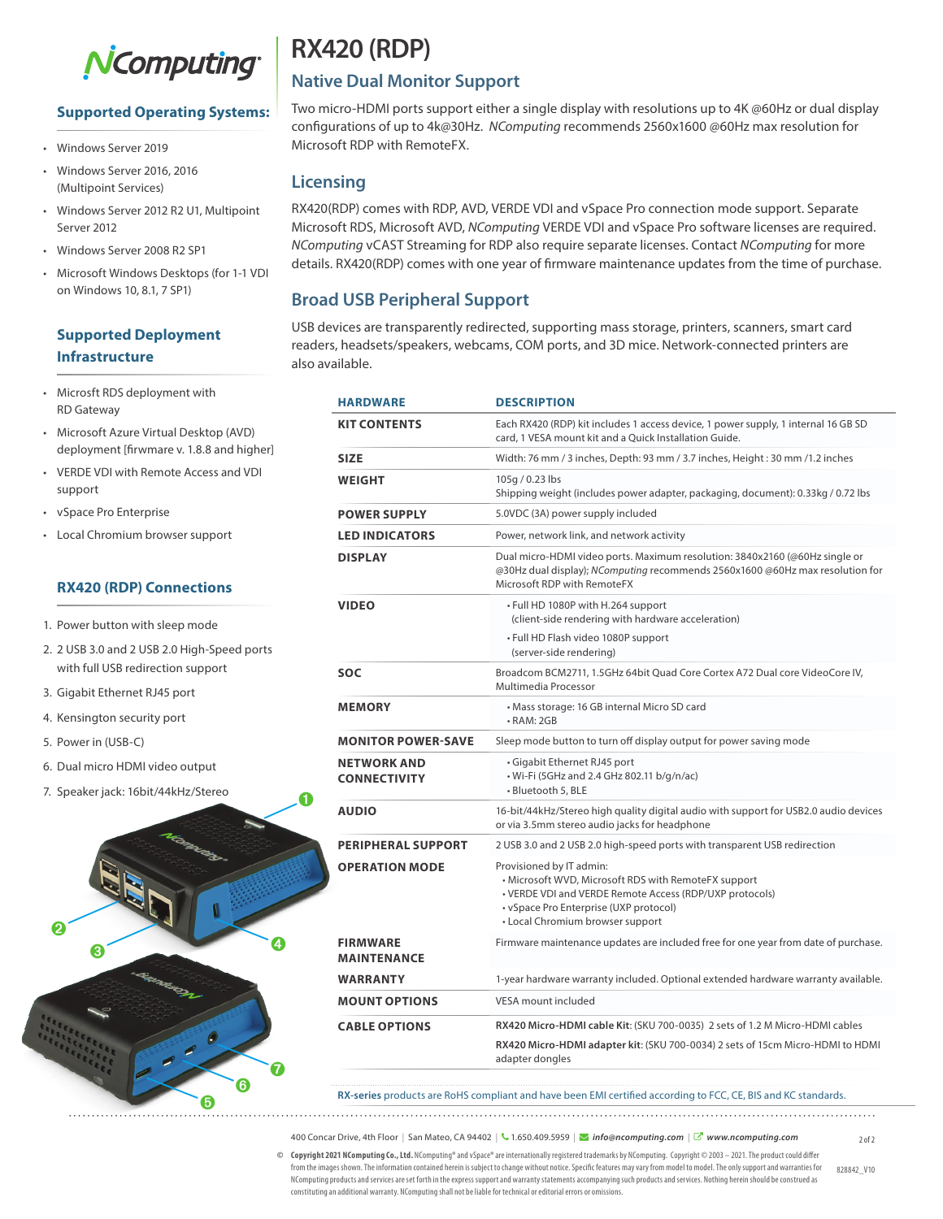# RX420 (RDP)

## Supported Operating Systems:

- Windows Server 2019
- Windows Server 2016, 2016 (Multipoint Services)
- Windows Server 2012 R2 U1, Multipoint Server 2012
- Windows Server 2008 R2 SP1
- Microsoft Windows Desktops (for 1-1 VDI on Windows 10, 8.1, 7 SP1)

## Supported Deployment Infrastructure

- Microsft RDS deployment with RD Gateway
- Microsoft Azure Virtual Desktop (AVD) deployment [firmware v. 1.8.8 and higher]
- VERDE VDI with Remote Access and VDI support
- vSpace Pro Enterprise
- Local Chromium browser support

## RX420 (RDP) Connections

1. Power button with sleep mode
2. 2 USB 3.0 and 2 USB 2.0 High-Speed ports with full USB redirection support
3. Gigabit Ethernet RJ45 port
4. Kensington security port
5. Power in (USB-C)
6. Dual micro HDMI video output
7. Speaker jack: 16bit/44kHz/Stereo

## Native Dual Monitor Support

Two micro-HDMI ports support either a single display with resolutions up to 4K @60Hz or dual display configurations of up to 4k@30Hz. *NComputing* recommends 2560x1600 @60Hz max resolution for Microsoft RDP with RemoteFX.

## Licensing

RX420(RDP) comes with RDP, AVD, VERDE VDI and vSpace Pro connection mode support. Separate Microsoft RDS, Microsoft AVD, *NComputing* VERDE VDI and vSpace Pro software licenses are required. *NComputing* vCAST Streaming for RDP also require separate licenses. Contact *NComputing* for more details. RX420(RDP) comes with one year of firmware maintenance updates from the time of purchase.

## Broad USB Peripheral Support

USB devices are transparently redirected, supporting mass storage, printers, scanners, smart card readers, headsets/speakers, webcams, COM ports, and 3D mice. Network-connected printers are also available.

| HARDWARE | DESCRIPTION |
|---|---|
| **KIT CONTENTS** | Each RX420 (RDP) kit includes 1 access device, 1 power supply, 1 internal 16 GB SD card, 1 VESA mount kit and a Quick Installation Guide. |
| **SIZE** | Width: 76 mm / 3 inches, Depth: 93 mm / 3.7 inches, Height : 30 mm /1.2 inches |
| **WEIGHT** | 105g / 0.23 lbs<br>Shipping weight (includes power adapter, packaging, document): 0.33kg / 0.72 lbs |
| **POWER SUPPLY** | 5.0VDC (3A) power supply included |
| **LED INDICATORS** | Power, network link, and network activity |
| **DISPLAY** | Dual micro-HDMI video ports. Maximum resolution: 3840x2160 (@60Hz single or @30Hz dual display); *NComputing* recommends 2560x1600 @60Hz max resolution for Microsoft RDP with RemoteFX |
| **VIDEO** | • Full HD 1080P with H.264 support (client-side rendering with hardware acceleration)<br>• Full HD Flash video 1080P support (server-side rendering) |
| **SOC** | Broadcom BCM2711, 1.5GHz 64bit Quad Core Cortex A72 Dual core VideoCore IV, Multimedia Processor |
| **MEMORY** | • Mass storage: 16 GB internal Micro SD card<br>• RAM: 2GB |
| **MONITOR POWER-SAVE** | Sleep mode button to turn off display output for power saving mode |
| **NETWORK AND CONNECTIVITY** | • Gigabit Ethernet RJ45 port<br>• Wi-Fi (5GHz and 2.4 GHz 802.11 b/g/n/ac)<br>• Bluetooth 5, BLE |
| **AUDIO** | 16-bit/44kHz/Stereo high quality digital audio with support for USB2.0 audio devices or via 3.5mm stereo audio jacks for headphone |
| **PERIPHERAL SUPPORT** | 2 USB 3.0 and 2 USB 2.0 high-speed ports with transparent USB redirection |
| **OPERATION MODE** | Provisioned by IT admin:<br>• Microsoft WVD, Microsoft RDS with RemoteFX support<br>• VERDE VDI and VERDE Remote Access (RDP/UXP protocols)<br>• vSpace Pro Enterprise (UXP protocol)<br>• Local Chromium browser support |
| **FIRMWARE MAINTENANCE** | Firmware maintenance updates are included free for one year from date of purchase. |
| **WARRANTY** | 1-year hardware warranty included. Optional extended hardware warranty available. |
| **MOUNT OPTIONS** | VESA mount included |
| **CABLE OPTIONS** | **RX420 Micro-HDMI cable Kit**: (SKU 700-0035) 2 sets of 1.2 M Micro-HDMI cables<br>**RX420 Micro-HDMI adapter kit**: (SKU 700-0034) 2 sets of 15cm Micro-HDMI to HDMI adapter dongles |

**RX-series** products are RoHS compliant and have been EMI certified according to FCC, CE, BIS and KC standards.

400 Concar Drive, 4th Floor | San Mateo, CA 94402 | 1.650.409.5959 | info@ncomputing.com | www.ncomputing.com

© **Copyright 2021 NComputing Co., Ltd.** NComputing® and vSpace® are internationally registered trademarks by NComputing. Copyright © 2003 – 2021. The product could differ from the images shown. The information contained herein is subject to change without notice. Specific features may vary from model to model. The only support and warranties for NComputing products and services are set forth in the express support and warranty statements accompanying such products and services. Nothing herein should be construed as constituting an additional warranty. NComputing shall not be liable for technical or editorial errors or omissions.

828842_V10